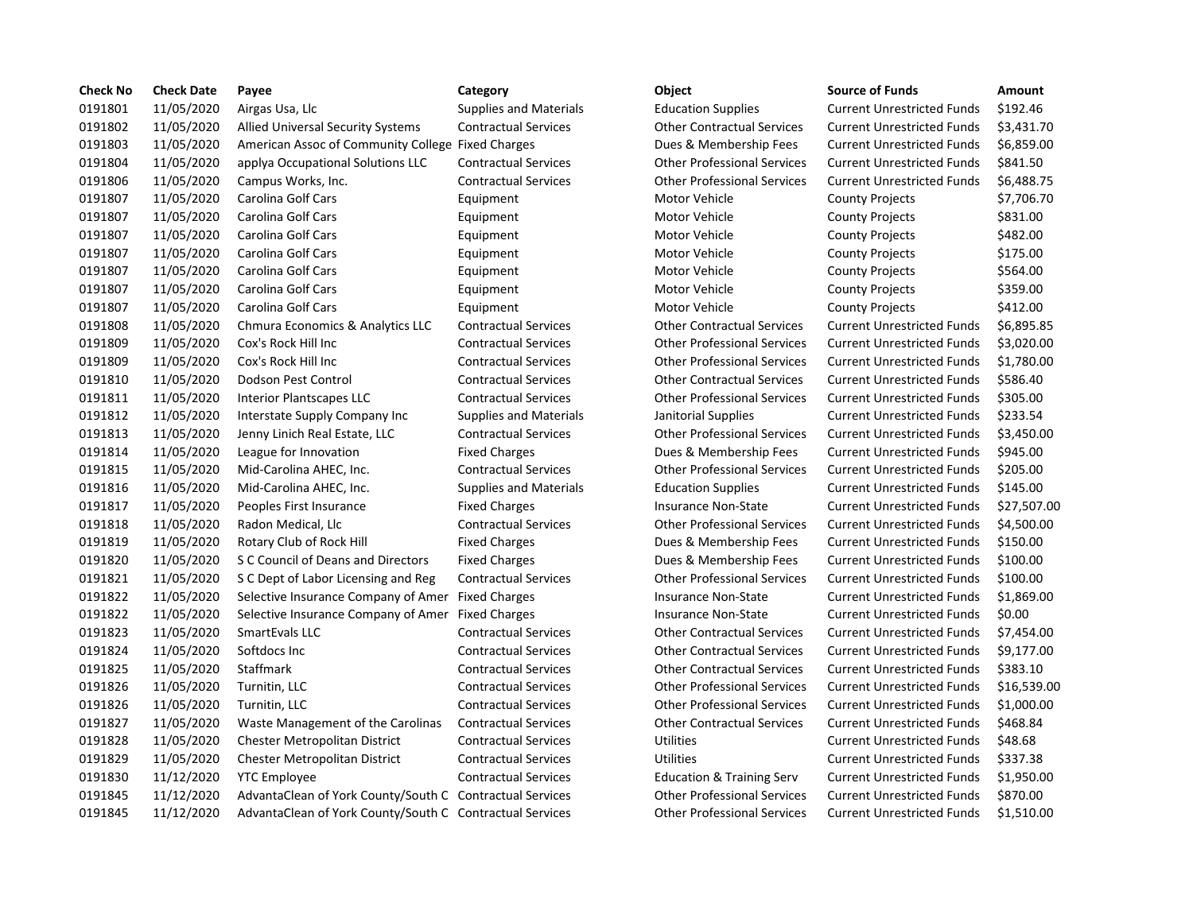| Check No | Check Date | Payee | Category | Object | Source of Funds | Amount |
| --- | --- | --- | --- | --- | --- | --- |
| 0191801 | 11/05/2020 | Airgas Usa, Llc | Supplies and Materials | Education Supplies | Current Unrestricted Funds | $192.46 |
| 0191802 | 11/05/2020 | Allied Universal Security Systems | Contractual Services | Other Contractual Services | Current Unrestricted Funds | $3,431.70 |
| 0191803 | 11/05/2020 | American Assoc of Community College | Fixed Charges | Dues & Membership Fees | Current Unrestricted Funds | $6,859.00 |
| 0191804 | 11/05/2020 | applya Occupational Solutions LLC | Contractual Services | Other Professional Services | Current Unrestricted Funds | $841.50 |
| 0191806 | 11/05/2020 | Campus Works, Inc. | Contractual Services | Other Professional Services | Current Unrestricted Funds | $6,488.75 |
| 0191807 | 11/05/2020 | Carolina Golf Cars | Equipment | Motor Vehicle | County Projects | $7,706.70 |
| 0191807 | 11/05/2020 | Carolina Golf Cars | Equipment | Motor Vehicle | County Projects | $831.00 |
| 0191807 | 11/05/2020 | Carolina Golf Cars | Equipment | Motor Vehicle | County Projects | $482.00 |
| 0191807 | 11/05/2020 | Carolina Golf Cars | Equipment | Motor Vehicle | County Projects | $175.00 |
| 0191807 | 11/05/2020 | Carolina Golf Cars | Equipment | Motor Vehicle | County Projects | $564.00 |
| 0191807 | 11/05/2020 | Carolina Golf Cars | Equipment | Motor Vehicle | County Projects | $359.00 |
| 0191807 | 11/05/2020 | Carolina Golf Cars | Equipment | Motor Vehicle | County Projects | $412.00 |
| 0191808 | 11/05/2020 | Chmura Economics & Analytics LLC | Contractual Services | Other Contractual Services | Current Unrestricted Funds | $6,895.85 |
| 0191809 | 11/05/2020 | Cox's Rock Hill Inc | Contractual Services | Other Professional Services | Current Unrestricted Funds | $3,020.00 |
| 0191809 | 11/05/2020 | Cox's Rock Hill Inc | Contractual Services | Other Professional Services | Current Unrestricted Funds | $1,780.00 |
| 0191810 | 11/05/2020 | Dodson Pest Control | Contractual Services | Other Contractual Services | Current Unrestricted Funds | $586.40 |
| 0191811 | 11/05/2020 | Interior Plantscapes LLC | Contractual Services | Other Professional Services | Current Unrestricted Funds | $305.00 |
| 0191812 | 11/05/2020 | Interstate Supply Company Inc | Supplies and Materials | Janitorial Supplies | Current Unrestricted Funds | $233.54 |
| 0191813 | 11/05/2020 | Jenny Linich Real Estate, LLC | Contractual Services | Other Professional Services | Current Unrestricted Funds | $3,450.00 |
| 0191814 | 11/05/2020 | League for Innovation | Fixed Charges | Dues & Membership Fees | Current Unrestricted Funds | $945.00 |
| 0191815 | 11/05/2020 | Mid-Carolina AHEC, Inc. | Contractual Services | Other Professional Services | Current Unrestricted Funds | $205.00 |
| 0191816 | 11/05/2020 | Mid-Carolina AHEC, Inc. | Supplies and Materials | Education Supplies | Current Unrestricted Funds | $145.00 |
| 0191817 | 11/05/2020 | Peoples First Insurance | Fixed Charges | Insurance Non-State | Current Unrestricted Funds | $27,507.00 |
| 0191818 | 11/05/2020 | Radon Medical, Llc | Contractual Services | Other Professional Services | Current Unrestricted Funds | $4,500.00 |
| 0191819 | 11/05/2020 | Rotary Club of Rock Hill | Fixed Charges | Dues & Membership Fees | Current Unrestricted Funds | $150.00 |
| 0191820 | 11/05/2020 | S C Council of Deans and Directors | Fixed Charges | Dues & Membership Fees | Current Unrestricted Funds | $100.00 |
| 0191821 | 11/05/2020 | S C Dept of Labor Licensing and Reg | Contractual Services | Other Professional Services | Current Unrestricted Funds | $100.00 |
| 0191822 | 11/05/2020 | Selective Insurance Company of Amer | Fixed Charges | Insurance Non-State | Current Unrestricted Funds | $1,869.00 |
| 0191822 | 11/05/2020 | Selective Insurance Company of Amer | Fixed Charges | Insurance Non-State | Current Unrestricted Funds | $0.00 |
| 0191823 | 11/05/2020 | SmartEvals LLC | Contractual Services | Other Contractual Services | Current Unrestricted Funds | $7,454.00 |
| 0191824 | 11/05/2020 | Softdocs Inc | Contractual Services | Other Contractual Services | Current Unrestricted Funds | $9,177.00 |
| 0191825 | 11/05/2020 | Staffmark | Contractual Services | Other Contractual Services | Current Unrestricted Funds | $383.10 |
| 0191826 | 11/05/2020 | Turnitin, LLC | Contractual Services | Other Professional Services | Current Unrestricted Funds | $16,539.00 |
| 0191826 | 11/05/2020 | Turnitin, LLC | Contractual Services | Other Professional Services | Current Unrestricted Funds | $1,000.00 |
| 0191827 | 11/05/2020 | Waste Management of the Carolinas | Contractual Services | Other Contractual Services | Current Unrestricted Funds | $468.84 |
| 0191828 | 11/05/2020 | Chester Metropolitan District | Contractual Services | Utilities | Current Unrestricted Funds | $48.68 |
| 0191829 | 11/05/2020 | Chester Metropolitan District | Contractual Services | Utilities | Current Unrestricted Funds | $337.38 |
| 0191830 | 11/12/2020 | YTC Employee | Contractual Services | Education & Training Serv | Current Unrestricted Funds | $1,950.00 |
| 0191845 | 11/12/2020 | AdvantaClean of York County/South C | Contractual Services | Other Professional Services | Current Unrestricted Funds | $870.00 |
| 0191845 | 11/12/2020 | AdvantaClean of York County/South C | Contractual Services | Other Professional Services | Current Unrestricted Funds | $1,510.00 |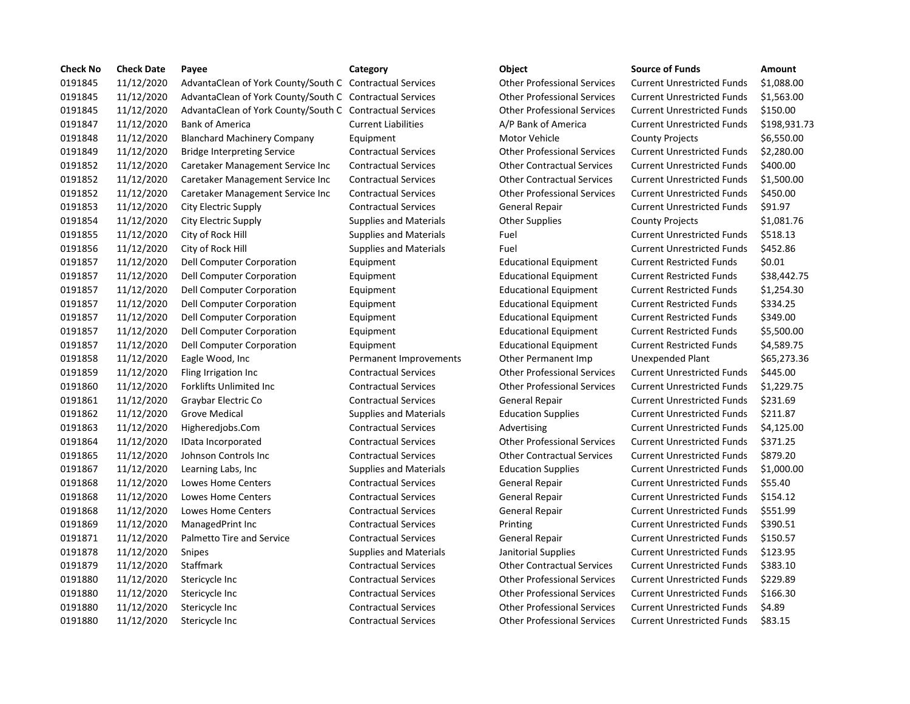| Check No | Check Date | Payee | Category | Object | Source of Funds | Amount |
|---|---|---|---|---|---|---|
| 0191845 | 11/12/2020 | AdvantaClean of York County/South C | Contractual Services | Other Professional Services | Current Unrestricted Funds | $1,088.00 |
| 0191845 | 11/12/2020 | AdvantaClean of York County/South C | Contractual Services | Other Professional Services | Current Unrestricted Funds | $1,563.00 |
| 0191845 | 11/12/2020 | AdvantaClean of York County/South C | Contractual Services | Other Professional Services | Current Unrestricted Funds | $150.00 |
| 0191847 | 11/12/2020 | Bank of America | Current Liabilities | A/P Bank of America | Current Unrestricted Funds | $198,931.73 |
| 0191848 | 11/12/2020 | Blanchard Machinery Company | Equipment | Motor Vehicle | County Projects | $6,550.00 |
| 0191849 | 11/12/2020 | Bridge Interpreting Service | Contractual Services | Other Professional Services | Current Unrestricted Funds | $2,280.00 |
| 0191852 | 11/12/2020 | Caretaker Management Service Inc | Contractual Services | Other Contractual Services | Current Unrestricted Funds | $400.00 |
| 0191852 | 11/12/2020 | Caretaker Management Service Inc | Contractual Services | Other Contractual Services | Current Unrestricted Funds | $1,500.00 |
| 0191852 | 11/12/2020 | Caretaker Management Service Inc | Contractual Services | Other Professional Services | Current Unrestricted Funds | $450.00 |
| 0191853 | 11/12/2020 | City Electric Supply | Contractual Services | General Repair | Current Unrestricted Funds | $91.97 |
| 0191854 | 11/12/2020 | City Electric Supply | Supplies and Materials | Other Supplies | County Projects | $1,081.76 |
| 0191855 | 11/12/2020 | City of Rock Hill | Supplies and Materials | Fuel | Current Unrestricted Funds | $518.13 |
| 0191856 | 11/12/2020 | City of Rock Hill | Supplies and Materials | Fuel | Current Unrestricted Funds | $452.86 |
| 0191857 | 11/12/2020 | Dell Computer Corporation | Equipment | Educational Equipment | Current Restricted Funds | $0.01 |
| 0191857 | 11/12/2020 | Dell Computer Corporation | Equipment | Educational Equipment | Current Restricted Funds | $38,442.75 |
| 0191857 | 11/12/2020 | Dell Computer Corporation | Equipment | Educational Equipment | Current Restricted Funds | $1,254.30 |
| 0191857 | 11/12/2020 | Dell Computer Corporation | Equipment | Educational Equipment | Current Restricted Funds | $334.25 |
| 0191857 | 11/12/2020 | Dell Computer Corporation | Equipment | Educational Equipment | Current Restricted Funds | $349.00 |
| 0191857 | 11/12/2020 | Dell Computer Corporation | Equipment | Educational Equipment | Current Restricted Funds | $5,500.00 |
| 0191857 | 11/12/2020 | Dell Computer Corporation | Equipment | Educational Equipment | Current Restricted Funds | $4,589.75 |
| 0191858 | 11/12/2020 | Eagle Wood, Inc | Permanent Improvements | Other Permanent Imp | Unexpended Plant | $65,273.36 |
| 0191859 | 11/12/2020 | Fling Irrigation Inc | Contractual Services | Other Professional Services | Current Unrestricted Funds | $445.00 |
| 0191860 | 11/12/2020 | Forklifts Unlimited Inc | Contractual Services | Other Professional Services | Current Unrestricted Funds | $1,229.75 |
| 0191861 | 11/12/2020 | Graybar Electric Co | Contractual Services | General Repair | Current Unrestricted Funds | $231.69 |
| 0191862 | 11/12/2020 | Grove Medical | Supplies and Materials | Education Supplies | Current Unrestricted Funds | $211.87 |
| 0191863 | 11/12/2020 | Higheredjobs.Com | Contractual Services | Advertising | Current Unrestricted Funds | $4,125.00 |
| 0191864 | 11/12/2020 | IData Incorporated | Contractual Services | Other Professional Services | Current Unrestricted Funds | $371.25 |
| 0191865 | 11/12/2020 | Johnson Controls Inc | Contractual Services | Other Contractual Services | Current Unrestricted Funds | $879.20 |
| 0191867 | 11/12/2020 | Learning Labs, Inc | Supplies and Materials | Education Supplies | Current Unrestricted Funds | $1,000.00 |
| 0191868 | 11/12/2020 | Lowes Home Centers | Contractual Services | General Repair | Current Unrestricted Funds | $55.40 |
| 0191868 | 11/12/2020 | Lowes Home Centers | Contractual Services | General Repair | Current Unrestricted Funds | $154.12 |
| 0191868 | 11/12/2020 | Lowes Home Centers | Contractual Services | General Repair | Current Unrestricted Funds | $551.99 |
| 0191869 | 11/12/2020 | ManagedPrint Inc | Contractual Services | Printing | Current Unrestricted Funds | $390.51 |
| 0191871 | 11/12/2020 | Palmetto Tire and Service | Contractual Services | General Repair | Current Unrestricted Funds | $150.57 |
| 0191878 | 11/12/2020 | Snipes | Supplies and Materials | Janitorial Supplies | Current Unrestricted Funds | $123.95 |
| 0191879 | 11/12/2020 | Staffmark | Contractual Services | Other Contractual Services | Current Unrestricted Funds | $383.10 |
| 0191880 | 11/12/2020 | Stericycle Inc | Contractual Services | Other Professional Services | Current Unrestricted Funds | $229.89 |
| 0191880 | 11/12/2020 | Stericycle Inc | Contractual Services | Other Professional Services | Current Unrestricted Funds | $166.30 |
| 0191880 | 11/12/2020 | Stericycle Inc | Contractual Services | Other Professional Services | Current Unrestricted Funds | $4.89 |
| 0191880 | 11/12/2020 | Stericycle Inc | Contractual Services | Other Professional Services | Current Unrestricted Funds | $83.15 |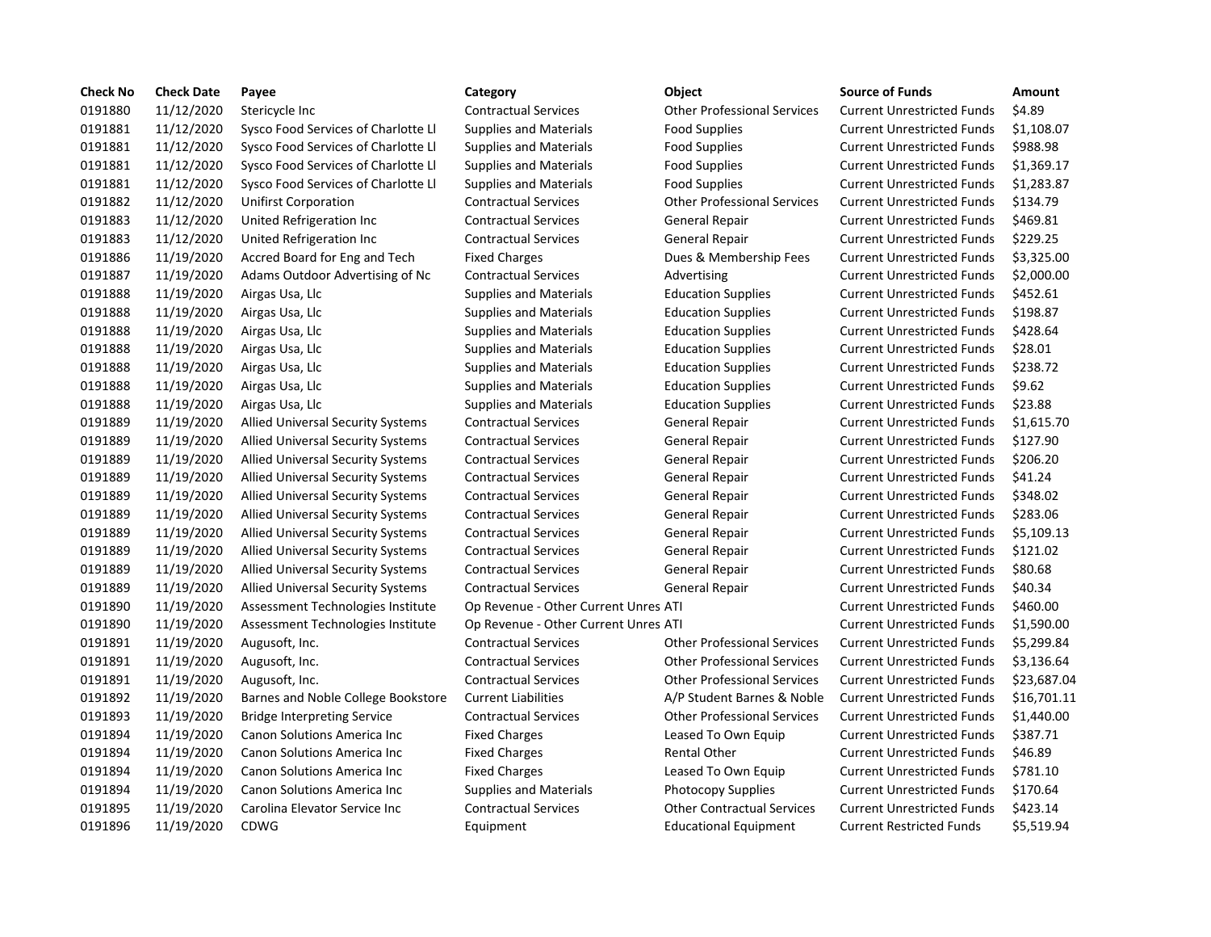| Check No | Check Date | Payee | Category | Object | Source of Funds | Amount |
|---|---|---|---|---|---|---|
| 0191880 | 11/12/2020 | Stericycle Inc | Contractual Services | Other Professional Services | Current Unrestricted Funds | $4.89 |
| 0191881 | 11/12/2020 | Sysco Food Services of Charlotte Ll | Supplies and Materials | Food Supplies | Current Unrestricted Funds | $1,108.07 |
| 0191881 | 11/12/2020 | Sysco Food Services of Charlotte Ll | Supplies and Materials | Food Supplies | Current Unrestricted Funds | $988.98 |
| 0191881 | 11/12/2020 | Sysco Food Services of Charlotte Ll | Supplies and Materials | Food Supplies | Current Unrestricted Funds | $1,369.17 |
| 0191881 | 11/12/2020 | Sysco Food Services of Charlotte Ll | Supplies and Materials | Food Supplies | Current Unrestricted Funds | $1,283.87 |
| 0191882 | 11/12/2020 | Unifirst Corporation | Contractual Services | Other Professional Services | Current Unrestricted Funds | $134.79 |
| 0191883 | 11/12/2020 | United Refrigeration Inc | Contractual Services | General Repair | Current Unrestricted Funds | $469.81 |
| 0191883 | 11/12/2020 | United Refrigeration Inc | Contractual Services | General Repair | Current Unrestricted Funds | $229.25 |
| 0191886 | 11/19/2020 | Accred Board for Eng and Tech | Fixed Charges | Dues & Membership Fees | Current Unrestricted Funds | $3,325.00 |
| 0191887 | 11/19/2020 | Adams Outdoor Advertising of Nc | Contractual Services | Advertising | Current Unrestricted Funds | $2,000.00 |
| 0191888 | 11/19/2020 | Airgas Usa, Llc | Supplies and Materials | Education Supplies | Current Unrestricted Funds | $452.61 |
| 0191888 | 11/19/2020 | Airgas Usa, Llc | Supplies and Materials | Education Supplies | Current Unrestricted Funds | $198.87 |
| 0191888 | 11/19/2020 | Airgas Usa, Llc | Supplies and Materials | Education Supplies | Current Unrestricted Funds | $428.64 |
| 0191888 | 11/19/2020 | Airgas Usa, Llc | Supplies and Materials | Education Supplies | Current Unrestricted Funds | $28.01 |
| 0191888 | 11/19/2020 | Airgas Usa, Llc | Supplies and Materials | Education Supplies | Current Unrestricted Funds | $238.72 |
| 0191888 | 11/19/2020 | Airgas Usa, Llc | Supplies and Materials | Education Supplies | Current Unrestricted Funds | $9.62 |
| 0191888 | 11/19/2020 | Airgas Usa, Llc | Supplies and Materials | Education Supplies | Current Unrestricted Funds | $23.88 |
| 0191889 | 11/19/2020 | Allied Universal Security Systems | Contractual Services | General Repair | Current Unrestricted Funds | $1,615.70 |
| 0191889 | 11/19/2020 | Allied Universal Security Systems | Contractual Services | General Repair | Current Unrestricted Funds | $127.90 |
| 0191889 | 11/19/2020 | Allied Universal Security Systems | Contractual Services | General Repair | Current Unrestricted Funds | $206.20 |
| 0191889 | 11/19/2020 | Allied Universal Security Systems | Contractual Services | General Repair | Current Unrestricted Funds | $41.24 |
| 0191889 | 11/19/2020 | Allied Universal Security Systems | Contractual Services | General Repair | Current Unrestricted Funds | $348.02 |
| 0191889 | 11/19/2020 | Allied Universal Security Systems | Contractual Services | General Repair | Current Unrestricted Funds | $283.06 |
| 0191889 | 11/19/2020 | Allied Universal Security Systems | Contractual Services | General Repair | Current Unrestricted Funds | $5,109.13 |
| 0191889 | 11/19/2020 | Allied Universal Security Systems | Contractual Services | General Repair | Current Unrestricted Funds | $121.02 |
| 0191889 | 11/19/2020 | Allied Universal Security Systems | Contractual Services | General Repair | Current Unrestricted Funds | $80.68 |
| 0191889 | 11/19/2020 | Allied Universal Security Systems | Contractual Services | General Repair | Current Unrestricted Funds | $40.34 |
| 0191890 | 11/19/2020 | Assessment Technologies Institute | Op Revenue - Other Current Unres | ATI | Current Unrestricted Funds | $460.00 |
| 0191890 | 11/19/2020 | Assessment Technologies Institute | Op Revenue - Other Current Unres | ATI | Current Unrestricted Funds | $1,590.00 |
| 0191891 | 11/19/2020 | Augusoft, Inc. | Contractual Services | Other Professional Services | Current Unrestricted Funds | $5,299.84 |
| 0191891 | 11/19/2020 | Augusoft, Inc. | Contractual Services | Other Professional Services | Current Unrestricted Funds | $3,136.64 |
| 0191891 | 11/19/2020 | Augusoft, Inc. | Contractual Services | Other Professional Services | Current Unrestricted Funds | $23,687.04 |
| 0191892 | 11/19/2020 | Barnes and Noble College Bookstore | Current Liabilities | A/P Student Barnes & Noble | Current Unrestricted Funds | $16,701.11 |
| 0191893 | 11/19/2020 | Bridge Interpreting Service | Contractual Services | Other Professional Services | Current Unrestricted Funds | $1,440.00 |
| 0191894 | 11/19/2020 | Canon Solutions America Inc | Fixed Charges | Leased To Own Equip | Current Unrestricted Funds | $387.71 |
| 0191894 | 11/19/2020 | Canon Solutions America Inc | Fixed Charges | Rental Other | Current Unrestricted Funds | $46.89 |
| 0191894 | 11/19/2020 | Canon Solutions America Inc | Fixed Charges | Leased To Own Equip | Current Unrestricted Funds | $781.10 |
| 0191894 | 11/19/2020 | Canon Solutions America Inc | Supplies and Materials | Photocopy Supplies | Current Unrestricted Funds | $170.64 |
| 0191895 | 11/19/2020 | Carolina Elevator Service Inc | Contractual Services | Other Contractual Services | Current Unrestricted Funds | $423.14 |
| 0191896 | 11/19/2020 | CDWG | Equipment | Educational Equipment | Current Restricted Funds | $5,519.94 |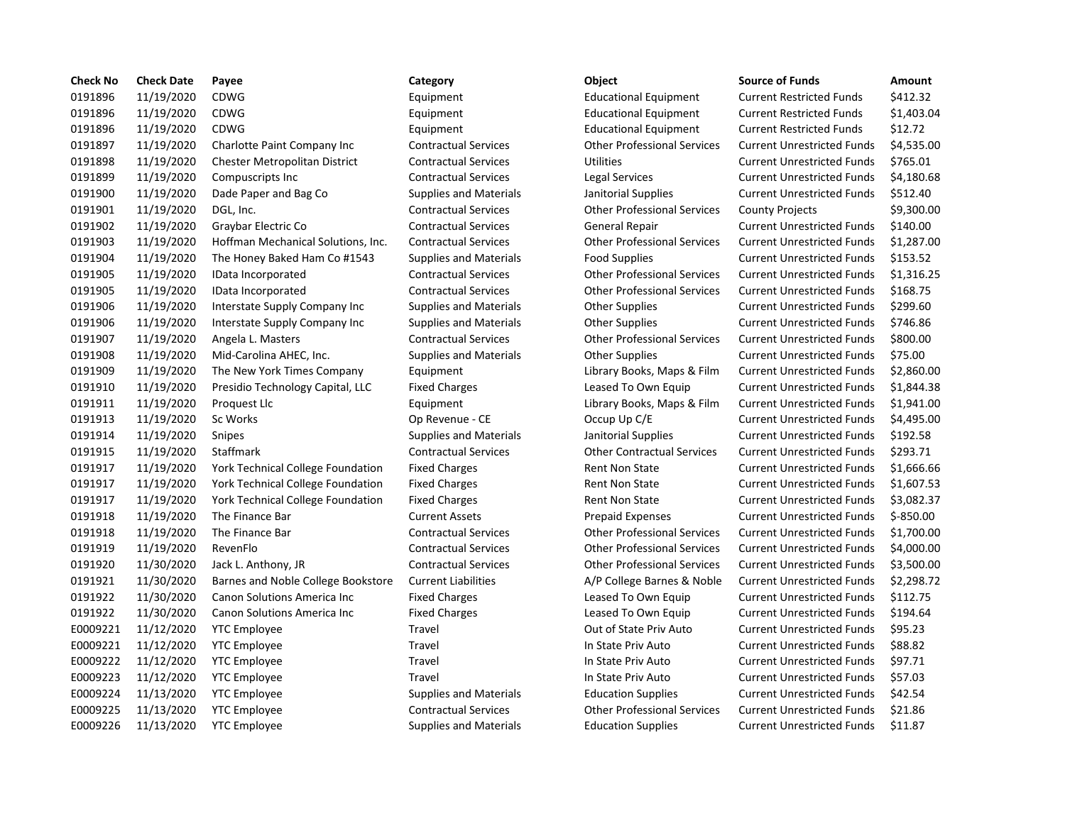| Check No | Check Date | Payee | Category | Object | Source of Funds | Amount |
|---|---|---|---|---|---|---|
| 0191896 | 11/19/2020 | CDWG | Equipment | Educational Equipment | Current Restricted Funds | $412.32 |
| 0191896 | 11/19/2020 | CDWG | Equipment | Educational Equipment | Current Restricted Funds | $1,403.04 |
| 0191896 | 11/19/2020 | CDWG | Equipment | Educational Equipment | Current Restricted Funds | $12.72 |
| 0191897 | 11/19/2020 | Charlotte Paint Company Inc | Contractual Services | Other Professional Services | Current Unrestricted Funds | $4,535.00 |
| 0191898 | 11/19/2020 | Chester Metropolitan District | Contractual Services | Utilities | Current Unrestricted Funds | $765.01 |
| 0191899 | 11/19/2020 | Compuscripts Inc | Contractual Services | Legal Services | Current Unrestricted Funds | $4,180.68 |
| 0191900 | 11/19/2020 | Dade Paper and Bag Co | Supplies and Materials | Janitorial Supplies | Current Unrestricted Funds | $512.40 |
| 0191901 | 11/19/2020 | DGL, Inc. | Contractual Services | Other Professional Services | County Projects | $9,300.00 |
| 0191902 | 11/19/2020 | Graybar Electric Co | Contractual Services | General Repair | Current Unrestricted Funds | $140.00 |
| 0191903 | 11/19/2020 | Hoffman Mechanical Solutions, Inc. | Contractual Services | Other Professional Services | Current Unrestricted Funds | $1,287.00 |
| 0191904 | 11/19/2020 | The Honey Baked Ham Co #1543 | Supplies and Materials | Food Supplies | Current Unrestricted Funds | $153.52 |
| 0191905 | 11/19/2020 | IData Incorporated | Contractual Services | Other Professional Services | Current Unrestricted Funds | $1,316.25 |
| 0191905 | 11/19/2020 | IData Incorporated | Contractual Services | Other Professional Services | Current Unrestricted Funds | $168.75 |
| 0191906 | 11/19/2020 | Interstate Supply Company Inc | Supplies and Materials | Other Supplies | Current Unrestricted Funds | $299.60 |
| 0191906 | 11/19/2020 | Interstate Supply Company Inc | Supplies and Materials | Other Supplies | Current Unrestricted Funds | $746.86 |
| 0191907 | 11/19/2020 | Angela L. Masters | Contractual Services | Other Professional Services | Current Unrestricted Funds | $800.00 |
| 0191908 | 11/19/2020 | Mid-Carolina AHEC, Inc. | Supplies and Materials | Other Supplies | Current Unrestricted Funds | $75.00 |
| 0191909 | 11/19/2020 | The New York Times Company | Equipment | Library Books, Maps & Film | Current Unrestricted Funds | $2,860.00 |
| 0191910 | 11/19/2020 | Presidio Technology Capital, LLC | Fixed Charges | Leased To Own Equip | Current Unrestricted Funds | $1,844.38 |
| 0191911 | 11/19/2020 | Proquest Llc | Equipment | Library Books, Maps & Film | Current Unrestricted Funds | $1,941.00 |
| 0191913 | 11/19/2020 | Sc Works | Op Revenue - CE | Occup Up C/E | Current Unrestricted Funds | $4,495.00 |
| 0191914 | 11/19/2020 | Snipes | Supplies and Materials | Janitorial Supplies | Current Unrestricted Funds | $192.58 |
| 0191915 | 11/19/2020 | Staffmark | Contractual Services | Other Contractual Services | Current Unrestricted Funds | $293.71 |
| 0191917 | 11/19/2020 | York Technical College Foundation | Fixed Charges | Rent Non State | Current Unrestricted Funds | $1,666.66 |
| 0191917 | 11/19/2020 | York Technical College Foundation | Fixed Charges | Rent Non State | Current Unrestricted Funds | $1,607.53 |
| 0191917 | 11/19/2020 | York Technical College Foundation | Fixed Charges | Rent Non State | Current Unrestricted Funds | $3,082.37 |
| 0191918 | 11/19/2020 | The Finance Bar | Current Assets | Prepaid Expenses | Current Unrestricted Funds | $-850.00 |
| 0191918 | 11/19/2020 | The Finance Bar | Contractual Services | Other Professional Services | Current Unrestricted Funds | $1,700.00 |
| 0191919 | 11/19/2020 | RevenFlo | Contractual Services | Other Professional Services | Current Unrestricted Funds | $4,000.00 |
| 0191920 | 11/30/2020 | Jack L. Anthony, JR | Contractual Services | Other Professional Services | Current Unrestricted Funds | $3,500.00 |
| 0191921 | 11/30/2020 | Barnes and Noble College Bookstore | Current Liabilities | A/P College Barnes & Noble | Current Unrestricted Funds | $2,298.72 |
| 0191922 | 11/30/2020 | Canon Solutions America Inc | Fixed Charges | Leased To Own Equip | Current Unrestricted Funds | $112.75 |
| 0191922 | 11/30/2020 | Canon Solutions America Inc | Fixed Charges | Leased To Own Equip | Current Unrestricted Funds | $194.64 |
| E0009221 | 11/12/2020 | YTC Employee | Travel | Out of State Priv Auto | Current Unrestricted Funds | $95.23 |
| E0009221 | 11/12/2020 | YTC Employee | Travel | In State Priv Auto | Current Unrestricted Funds | $88.82 |
| E0009222 | 11/12/2020 | YTC Employee | Travel | In State Priv Auto | Current Unrestricted Funds | $97.71 |
| E0009223 | 11/12/2020 | YTC Employee | Travel | In State Priv Auto | Current Unrestricted Funds | $57.03 |
| E0009224 | 11/13/2020 | YTC Employee | Supplies and Materials | Education Supplies | Current Unrestricted Funds | $42.54 |
| E0009225 | 11/13/2020 | YTC Employee | Contractual Services | Other Professional Services | Current Unrestricted Funds | $21.86 |
| E0009226 | 11/13/2020 | YTC Employee | Supplies and Materials | Education Supplies | Current Unrestricted Funds | $11.87 |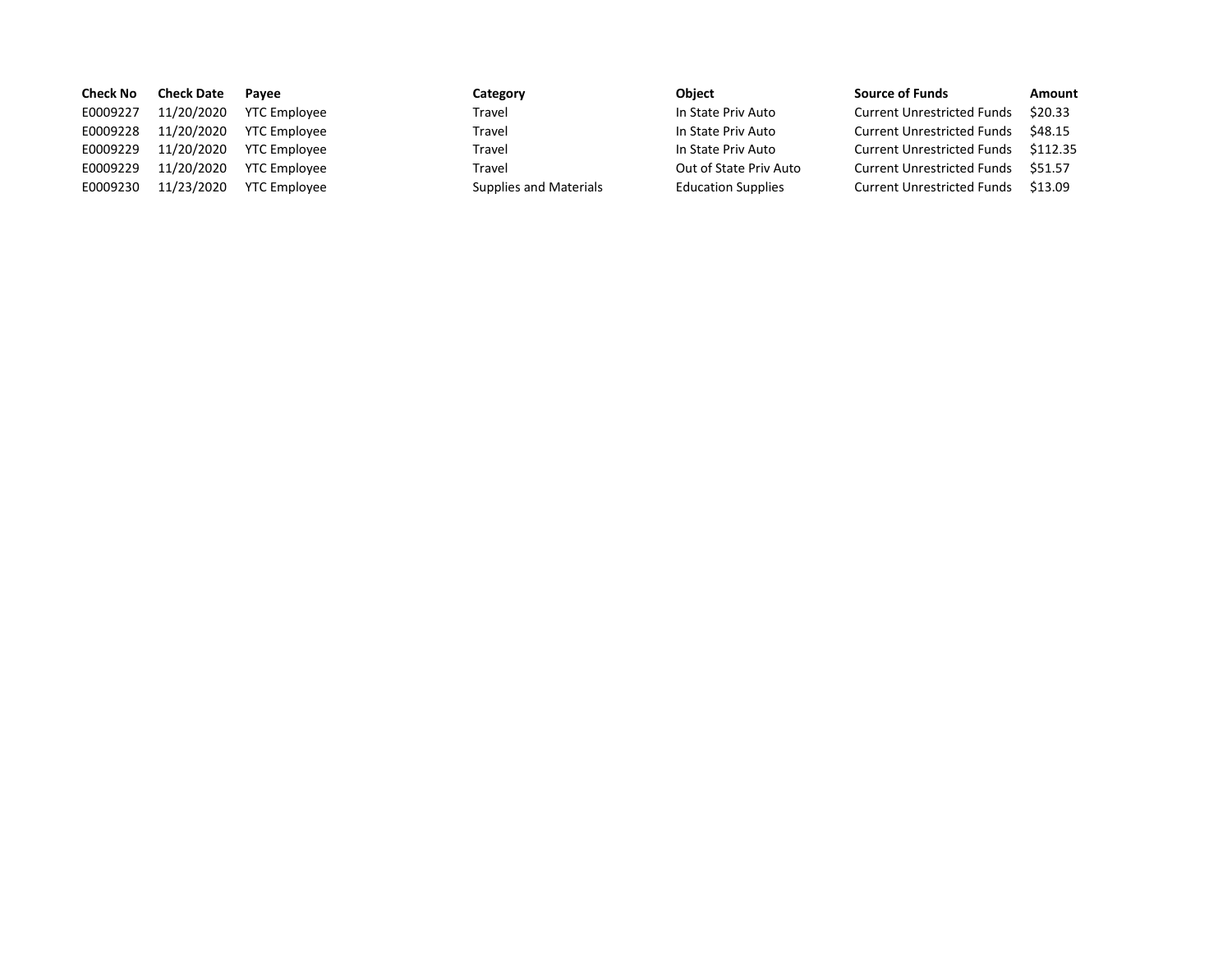| Check No | Check Date | Payee | Category | Object | Source of Funds | Amount |
|---|---|---|---|---|---|---|
| E0009227 | 11/20/2020 | YTC Employee | Travel | In State Priv Auto | Current Unrestricted Funds | $20.33 |
| E0009228 | 11/20/2020 | YTC Employee | Travel | In State Priv Auto | Current Unrestricted Funds | $48.15 |
| E0009229 | 11/20/2020 | YTC Employee | Travel | In State Priv Auto | Current Unrestricted Funds | $112.35 |
| E0009229 | 11/20/2020 | YTC Employee | Travel | Out of State Priv Auto | Current Unrestricted Funds | $51.57 |
| E0009230 | 11/23/2020 | YTC Employee | Supplies and Materials | Education Supplies | Current Unrestricted Funds | $13.09 |